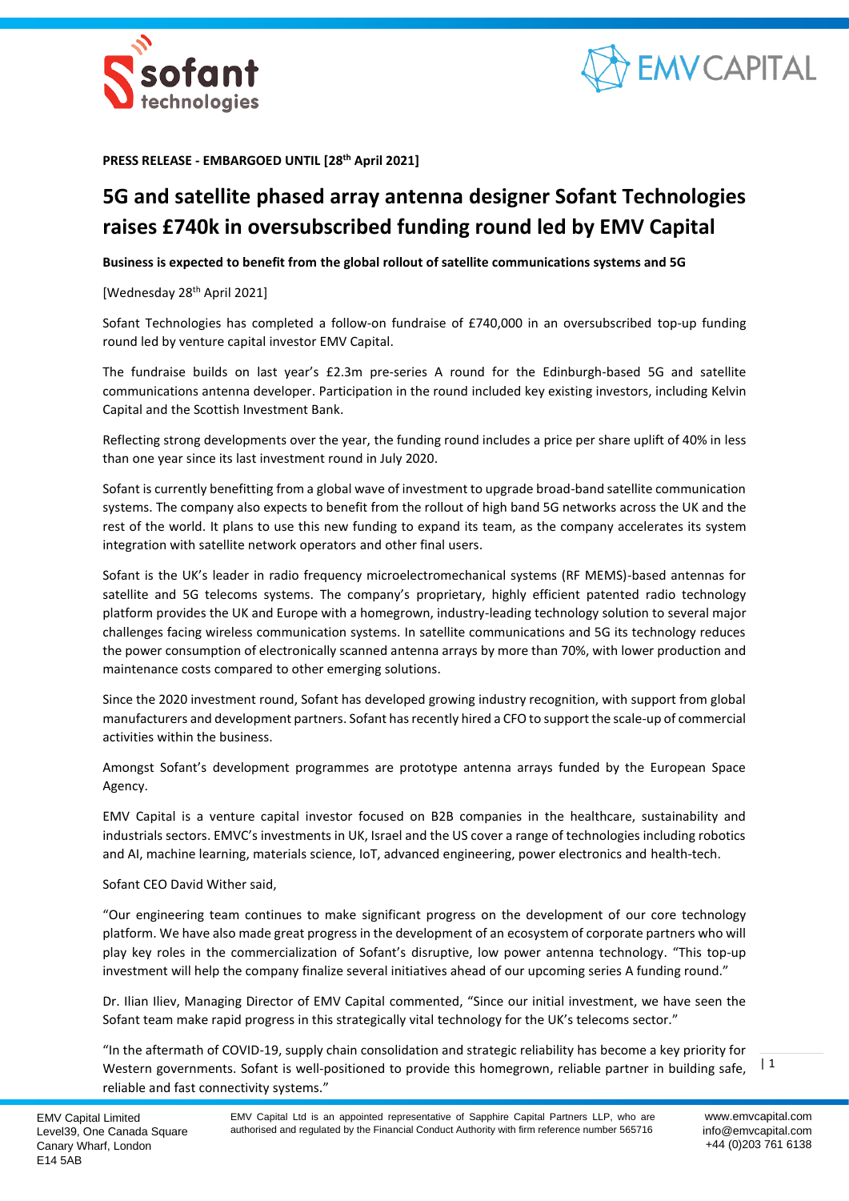**PRESS RELEASE - EMBARGOED UNTIL [28th April 2021]**

# 5G and satellite phased array antenna designer Sofant Technologies raises £740k in oversubscribed funding round led by EMV Capital

**Business is expected to benefit from the global rollout of satellite communications systems and 5G**

[Wednesday 28th April 2021]

Sofant Technologies has completed a follow-on fundraise of £740,000 in an oversubscribed top-up funding round led by venture capital investor EMV Capital.

The fundraise builds on last year's £2.3m pre-series A round for the Edinburgh-based 5G and satellite communications antenna developer. Participation in the round included key existing investors, including Kelvin Capital and the Scottish Investment Bank.

Reflecting strong developments over the year, the funding round includes a price per share uplift of 40% in less than one year since its last investment round in July 2020.

Sofant is currently benefitting from a global wave of investment to upgrade broad-band satellite communication systems. The company also expects to benefit from the rollout of high band 5G networks across the UK and the rest of the world. It plans to use this new funding to expand its team, as the company accelerates its system integration with satellite network operators and other final users.

Sofant is the UK's leader in radio frequency microelectromechanical systems (RF MEMS)-based antennas for satellite and 5G telecoms systems. The company's proprietary, highly efficient patented radio technology platform provides the UK and Europe with a homegrown, industry-leading technology solution to several major challenges facing wireless communication systems. In satellite communications and 5G its technology reduces the power consumption of electronically scanned antenna arrays by more than 70%, with lower production and maintenance costs compared to other emerging solutions.

Since the 2020 investment round, Sofant has developed growing industry recognition, with support from global manufacturers and development partners. Sofant has recently hired a CFO to support the scale-up of commercial activities within the business.

Amongst Sofant's development programmes are prototype antenna arrays funded by the European Space Agency.

EMV Capital is a venture capital investor focused on B2B companies in the healthcare, sustainability and industrials sectors. EMVC's investments in UK, Israel and the US cover a range of technologies including robotics and AI, machine learning, materials science, IoT, advanced engineering, power electronics and health-tech.

Sofant CEO David Wither said,

"Our engineering team continues to make significant progress on the development of our core technology platform. We have also made great progress in the development of an ecosystem of corporate partners who will play key roles in the commercialization of Sofant's disruptive, low power antenna technology. "This top-up investment will help the company finalize several initiatives ahead of our upcoming series A funding round."

Dr. Ilian Iliev, Managing Director of EMV Capital commented, "Since our initial investment, we have seen the Sofant team make rapid progress in this strategically vital technology for the UK's telecoms sector."

"In the aftermath of COVID-19, supply chain consolidation and strategic reliability has become a key priority for Western governments. Sofant is well-positioned to provide this homegrown, reliable partner in building safe, reliable and fast connectivity systems."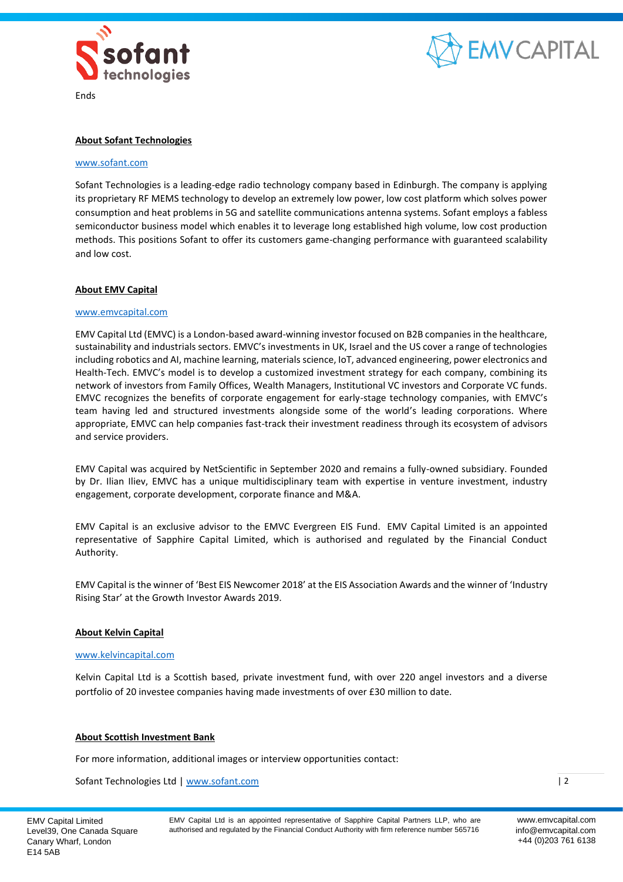Ends

**About Sofant Technologies**

www.sofant.com

Sofant Technologies is a leading-edge radio technology company based in Edinburgh. The company is applying its proprietary RF MEMS technology to develop an extremely low power, low cost platform which solves power consumption and heat problems in 5G and satellite communications antenna systems. Sofant employs a fabless semiconductor business model which enables it to leverage long established high volume, low cost production methods. This positions Sofant to offer its customers game-changing performance with guaranteed scalability and low cost.

**About EMV Capital**

www.emvcapital.com

EMV Capital Ltd (EMVC) is a London-based award-winning investor focused on B2B companies in the healthcare, sustainability and industrials sectors. EMVC's investments in UK, Israel and the US cover a range of technologies including robotics and AI, machine learning, materials science, IoT, advanced engineering, power electronics and Health-Tech. EMVC's model is to develop a customized investment strategy for each company, combining its network of investors from Family Offices, Wealth Managers, Institutional VC investors and Corporate VC funds. EMVC recognizes the benefits of corporate engagement for early-stage technology companies, with EMVC's team having led and structured investments alongside some of the world's leading corporations. Where appropriate, EMVC can help companies fast-track their investment readiness through its ecosystem of advisors and service providers.

EMV Capital was acquired by NetScientific in September 2020 and remains a fully-owned subsidiary. Founded by Dr. Ilian Iliev, EMVC has a unique multidisciplinary team with expertise in venture investment, industry engagement, corporate development, corporate finance and M&A.

EMV Capital is an exclusive advisor to the EMVC Evergreen EIS Fund. EMV Capital Limited is an appointed representative of Sapphire Capital Limited, which is authorised and regulated by the Financial Conduct Authority.

EMV Capital is the winner of 'Best EIS Newcomer 2018' at the EIS Association Awards and the winner of 'Industry Rising Star' at the Growth Investor Awards 2019.

**About Kelvin Capital**

www.kelvincapital.com

Kelvin Capital Ltd is a Scottish based, private investment fund, with over 220 angel investors and a diverse portfolio of 20 investee companies having made investments of over £30 million to date.

**About Scottish Investment Bank**

For more information, additional images or interview opportunities contact:

Sofant Technologies Ltd | www.sofant.com

EMV Capital Limited
Level39, One Canada Square
Canary Wharf, London
E14 5AB

EMV Capital Ltd is an appointed representative of Sapphire Capital Partners LLP, who are authorised and regulated by the Financial Conduct Authority with firm reference number 565716

www.emvcapital.com
info@emvcapital.com
+44 (0)203 761 6138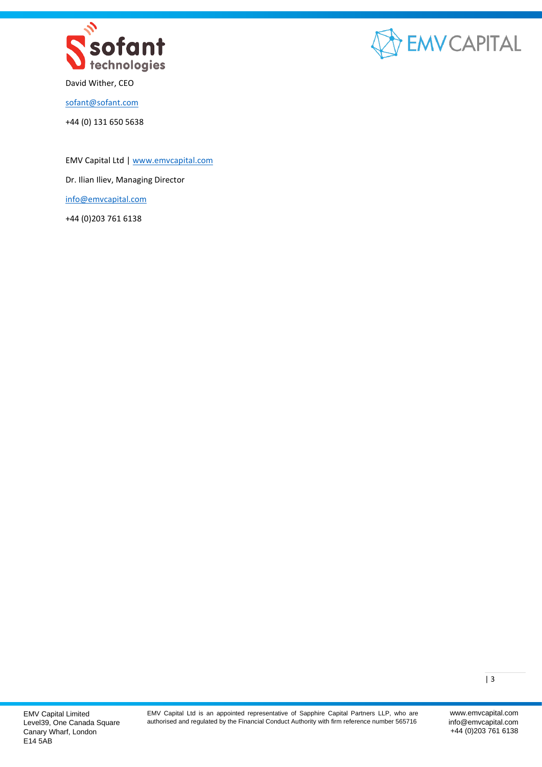David Wither, CEO

sofant@sofant.com

+44 (0) 131 650 5638

EMV Capital Ltd | www.emvcapital.com

Dr. Ilian Iliev, Managing Director

info@emvcapital.com

+44 (0)203 761 6138